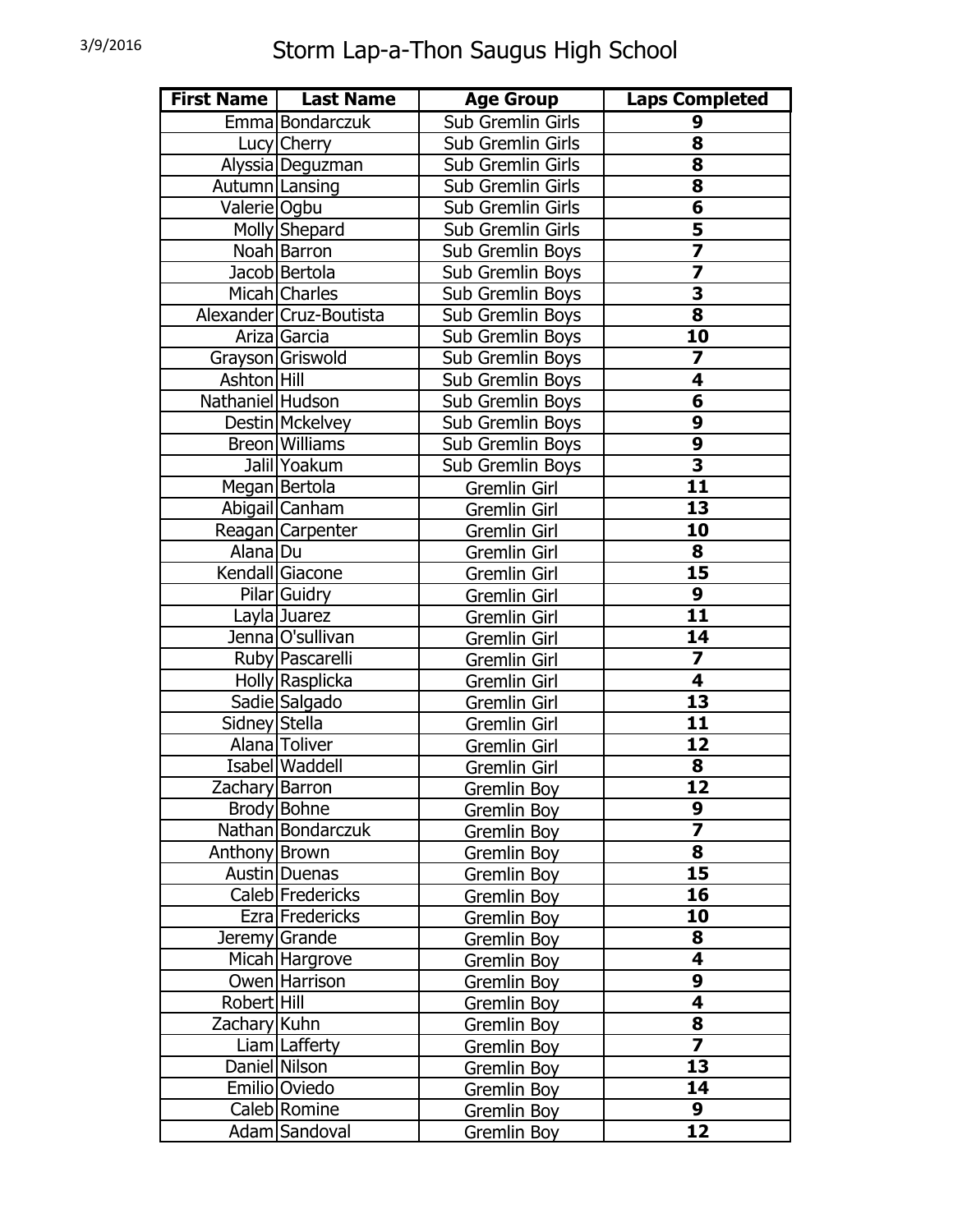3/9/2016

# Storm Lap-a-Thon Saugus High School

| First Name | Last Name | Age Group | Laps Completed |
|---|---|---|---|
| Emma | Bondarczuk | Sub Gremlin Girls | 9 |
| Lucy | Cherry | Sub Gremlin Girls | 8 |
| Alyssia | Deguzman | Sub Gremlin Girls | 8 |
| Autumn | Lansing | Sub Gremlin Girls | 8 |
| Valerie | Ogbu | Sub Gremlin Girls | 6 |
| Molly | Shepard | Sub Gremlin Girls | 5 |
| Noah | Barron | Sub Gremlin Boys | 7 |
| Jacob | Bertola | Sub Gremlin Boys | 7 |
| Micah | Charles | Sub Gremlin Boys | 3 |
| Alexander | Cruz-Boutista | Sub Gremlin Boys | 8 |
| Ariza | Garcia | Sub Gremlin Boys | 10 |
| Grayson | Griswold | Sub Gremlin Boys | 7 |
| Ashton | Hill | Sub Gremlin Boys | 4 |
| Nathaniel | Hudson | Sub Gremlin Boys | 6 |
| Destin | Mckelvey | Sub Gremlin Boys | 9 |
| Breon | Williams | Sub Gremlin Boys | 9 |
| Jalil | Yoakum | Sub Gremlin Boys | 3 |
| Megan | Bertola | Gremlin Girl | 11 |
| Abigail | Canham | Gremlin Girl | 13 |
| Reagan | Carpenter | Gremlin Girl | 10 |
| Alana | Du | Gremlin Girl | 8 |
| Kendall | Giacone | Gremlin Girl | 15 |
| Pilar | Guidry | Gremlin Girl | 9 |
| Layla | Juarez | Gremlin Girl | 11 |
| Jenna | O'sullivan | Gremlin Girl | 14 |
| Ruby | Pascarelli | Gremlin Girl | 7 |
| Holly | Rasplicka | Gremlin Girl | 4 |
| Sadie | Salgado | Gremlin Girl | 13 |
| Sidney | Stella | Gremlin Girl | 11 |
| Alana | Toliver | Gremlin Girl | 12 |
| Isabel | Waddell | Gremlin Girl | 8 |
| Zachary | Barron | Gremlin Boy | 12 |
| Brody | Bohne | Gremlin Boy | 9 |
| Nathan | Bondarczuk | Gremlin Boy | 7 |
| Anthony | Brown | Gremlin Boy | 8 |
| Austin | Duenas | Gremlin Boy | 15 |
| Caleb | Fredericks | Gremlin Boy | 16 |
| Ezra | Fredericks | Gremlin Boy | 10 |
| Jeremy | Grande | Gremlin Boy | 8 |
| Micah | Hargrove | Gremlin Boy | 4 |
| Owen | Harrison | Gremlin Boy | 9 |
| Robert | Hill | Gremlin Boy | 4 |
| Zachary | Kuhn | Gremlin Boy | 8 |
| Liam | Lafferty | Gremlin Boy | 7 |
| Daniel | Nilson | Gremlin Boy | 13 |
| Emilio | Oviedo | Gremlin Boy | 14 |
| Caleb | Romine | Gremlin Boy | 9 |
| Adam | Sandoval | Gremlin Boy | 12 |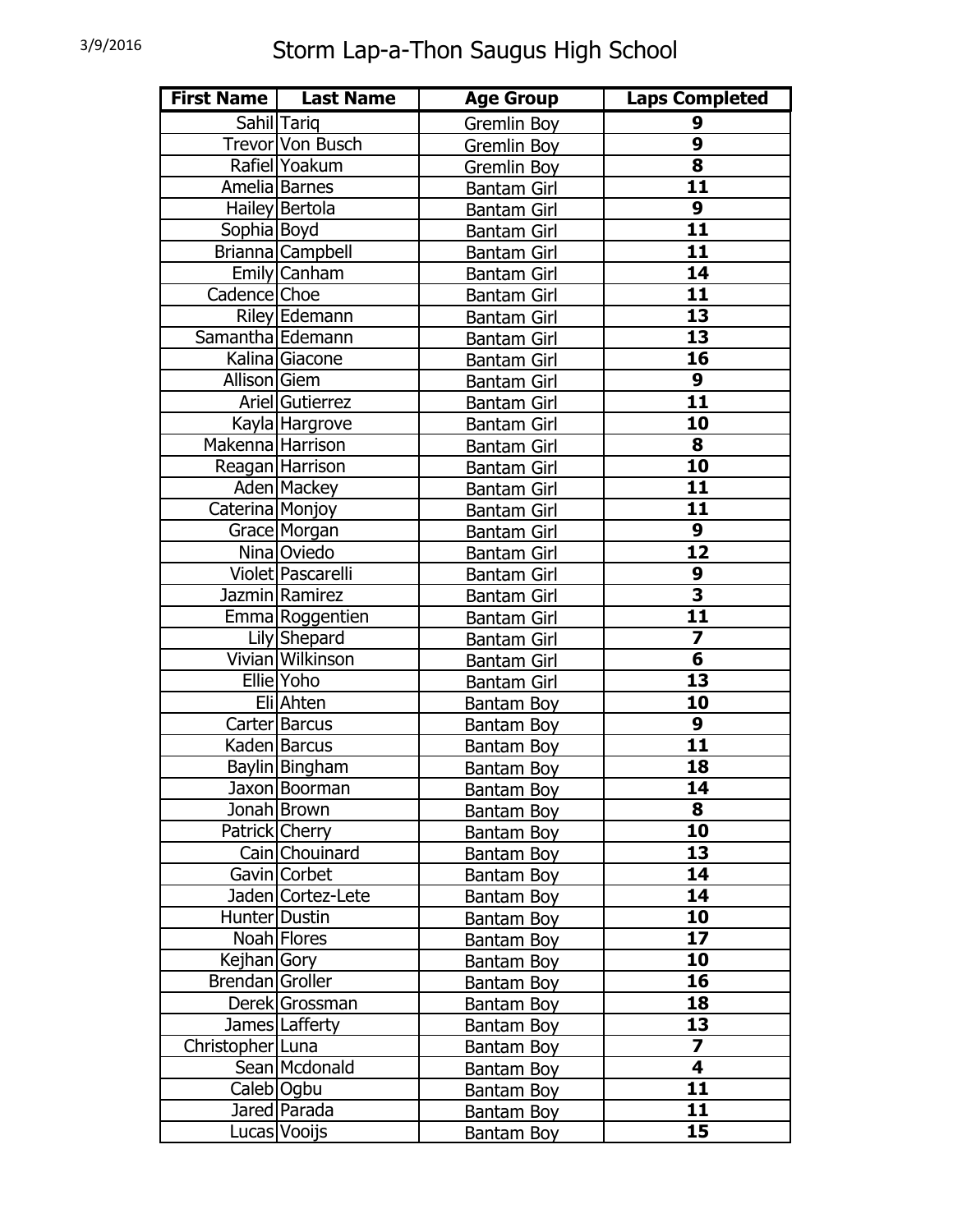# Storm Lap-a-Thon Saugus High School

| First Name | Last Name | Age Group | Laps Completed |
|---|---|---|---|
| Sahil | Tariq | Gremlin Boy | **9** |
| Trevor | Von Busch | Gremlin Boy | **9** |
| Rafiel | Yoakum | Gremlin Boy | **8** |
| Amelia | Barnes | Bantam Girl | **11** |
| Hailey | Bertola | Bantam Girl | **9** |
| Sophia | Boyd | Bantam Girl | **11** |
| Brianna | Campbell | Bantam Girl | **11** |
| Emily | Canham | Bantam Girl | **14** |
| Cadence | Choe | Bantam Girl | **11** |
| Riley | Edemann | Bantam Girl | **13** |
| Samantha | Edemann | Bantam Girl | **13** |
| Kalina | Giacone | Bantam Girl | **16** |
| Allison | Giem | Bantam Girl | **9** |
| Ariel | Gutierrez | Bantam Girl | **11** |
| Kayla | Hargrove | Bantam Girl | **10** |
| Makenna | Harrison | Bantam Girl | **8** |
| Reagan | Harrison | Bantam Girl | **10** |
| Aden | Mackey | Bantam Girl | **11** |
| Caterina | Monjoy | Bantam Girl | **11** |
| Grace | Morgan | Bantam Girl | **9** |
| Nina | Oviedo | Bantam Girl | **12** |
| Violet | Pascarelli | Bantam Girl | **9** |
| Jazmin | Ramirez | Bantam Girl | **3** |
| Emma | Roggentien | Bantam Girl | **11** |
| Lily | Shepard | Bantam Girl | **7** |
| Vivian | Wilkinson | Bantam Girl | **6** |
| Ellie | Yoho | Bantam Girl | **13** |
| Eli | Ahten | Bantam Boy | **10** |
| Carter | Barcus | Bantam Boy | **9** |
| Kaden | Barcus | Bantam Boy | **11** |
| Baylin | Bingham | Bantam Boy | **18** |
| Jaxon | Boorman | Bantam Boy | **14** |
| Jonah | Brown | Bantam Boy | **8** |
| Patrick | Cherry | Bantam Boy | **10** |
| Cain | Chouinard | Bantam Boy | **13** |
| Gavin | Corbet | Bantam Boy | **14** |
| Jaden | Cortez-Lete | Bantam Boy | **14** |
| Hunter | Dustin | Bantam Boy | **10** |
| Noah | Flores | Bantam Boy | **17** |
| Kejhan | Gory | Bantam Boy | **10** |
| Brendan | Groller | Bantam Boy | **16** |
| Derek | Grossman | Bantam Boy | **18** |
| James | Lafferty | Bantam Boy | **13** |
| Christopher | Luna | Bantam Boy | **7** |
| Sean | Mcdonald | Bantam Boy | **4** |
| Caleb | Ogbu | Bantam Boy | **11** |
| Jared | Parada | Bantam Boy | **11** |
| Lucas | Vooijs | Bantam Boy | **15** |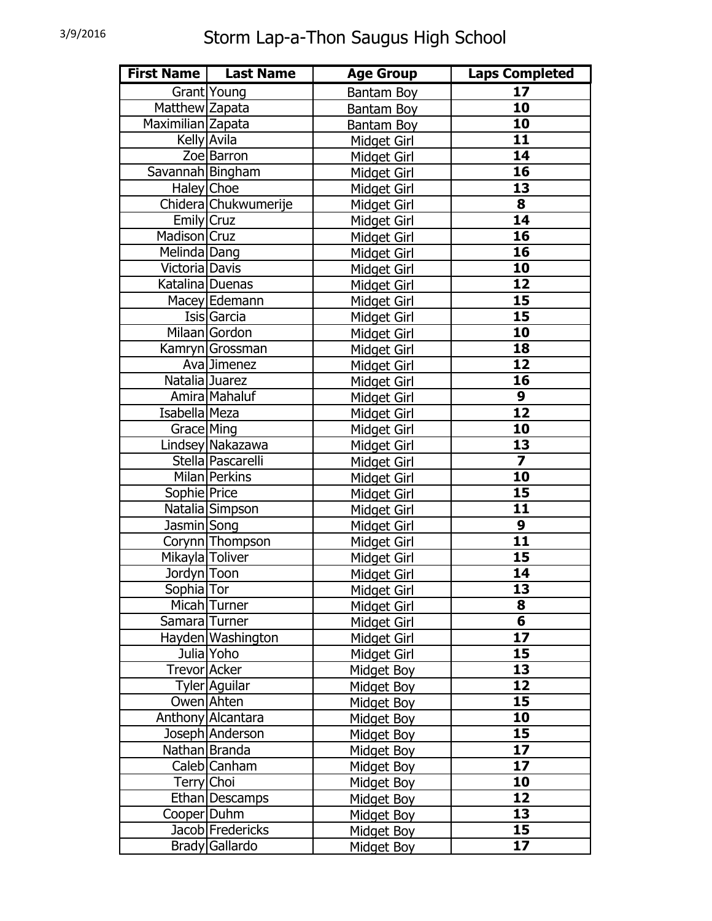3/9/2016

# Storm Lap-a-Thon Saugus High School

| First Name | Last Name | Age Group | Laps Completed |
|---|---|---|---|
| Grant | Young | Bantam Boy | 17 |
| Matthew | Zapata | Bantam Boy | 10 |
| Maximilian | Zapata | Bantam Boy | 10 |
| Kelly | Avila | Midget Girl | 11 |
| Zoe | Barron | Midget Girl | 14 |
| Savannah | Bingham | Midget Girl | 16 |
| Haley | Choe | Midget Girl | 13 |
| Chidera | Chukwumerije | Midget Girl | 8 |
| Emily | Cruz | Midget Girl | 14 |
| Madison | Cruz | Midget Girl | 16 |
| Melinda | Dang | Midget Girl | 16 |
| Victoria | Davis | Midget Girl | 10 |
| Katalina | Duenas | Midget Girl | 12 |
| Macey | Edemann | Midget Girl | 15 |
| Isis | Garcia | Midget Girl | 15 |
| Milaan | Gordon | Midget Girl | 10 |
| Kamryn | Grossman | Midget Girl | 18 |
| Ava | Jimenez | Midget Girl | 12 |
| Natalia | Juarez | Midget Girl | 16 |
| Amira | Mahaluf | Midget Girl | 9 |
| Isabella | Meza | Midget Girl | 12 |
| Grace | Ming | Midget Girl | 10 |
| Lindsey | Nakazawa | Midget Girl | 13 |
| Stella | Pascarelli | Midget Girl | 7 |
| Milan | Perkins | Midget Girl | 10 |
| Sophie | Price | Midget Girl | 15 |
| Natalia | Simpson | Midget Girl | 11 |
| Jasmin | Song | Midget Girl | 9 |
| Corynn | Thompson | Midget Girl | 11 |
| Mikayla | Toliver | Midget Girl | 15 |
| Jordyn | Toon | Midget Girl | 14 |
| Sophia | Tor | Midget Girl | 13 |
| Micah | Turner | Midget Girl | 8 |
| Samara | Turner | Midget Girl | 6 |
| Hayden | Washington | Midget Girl | 17 |
| Julia | Yoho | Midget Girl | 15 |
| Trevor | Acker | Midget Boy | 13 |
| Tyler | Aguilar | Midget Boy | 12 |
| Owen | Ahten | Midget Boy | 15 |
| Anthony | Alcantara | Midget Boy | 10 |
| Joseph | Anderson | Midget Boy | 15 |
| Nathan | Branda | Midget Boy | 17 |
| Caleb | Canham | Midget Boy | 17 |
| Terry | Choi | Midget Boy | 10 |
| Ethan | Descamps | Midget Boy | 12 |
| Cooper | Duhm | Midget Boy | 13 |
| Jacob | Fredericks | Midget Boy | 15 |
| Brady | Gallardo | Midget Boy | 17 |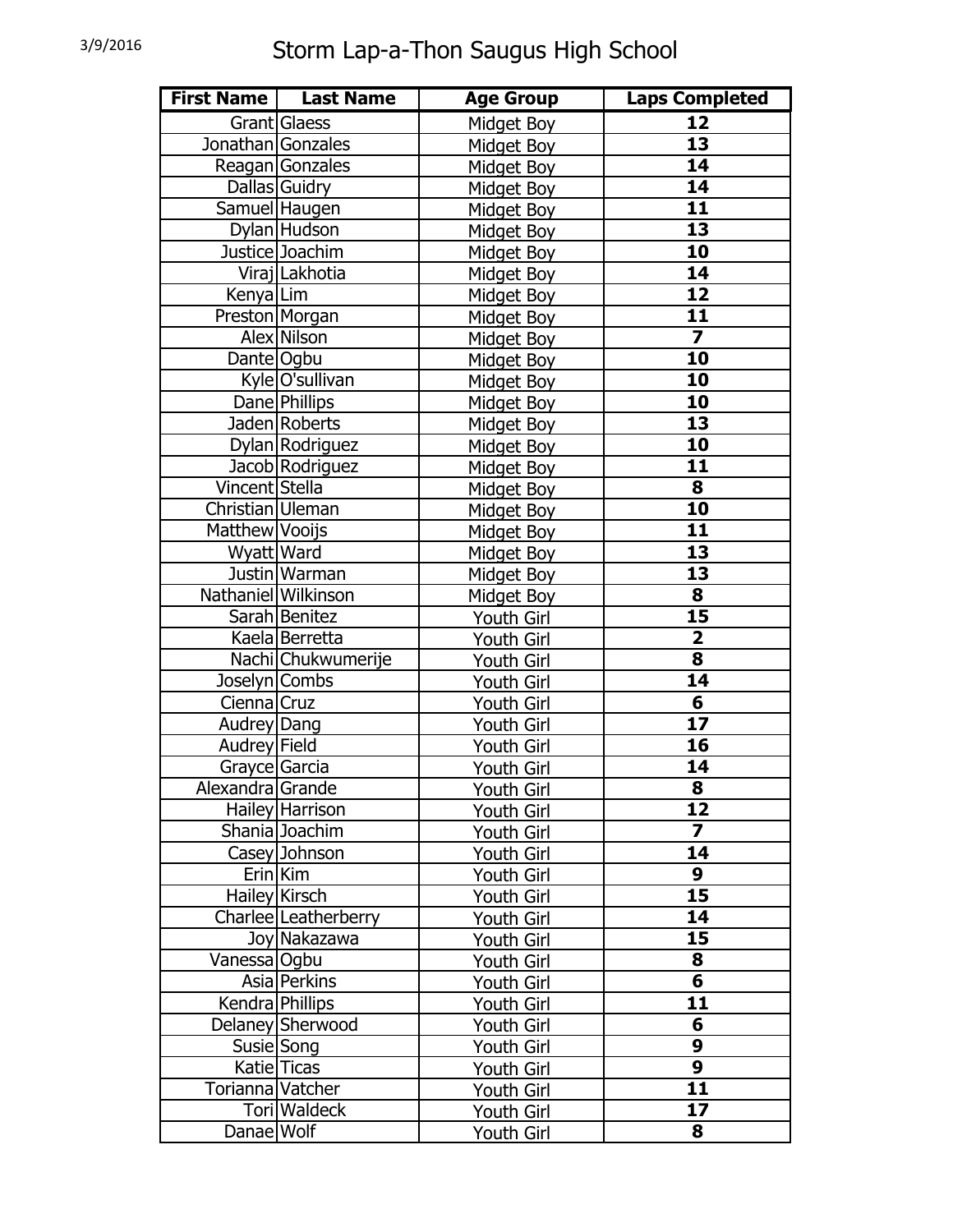3/9/2016

# Storm Lap-a-Thon Saugus High School

| First Name | Last Name | Age Group | Laps Completed |
|---|---|---|---|
| Grant | Glaess | Midget Boy | **12** |
| Jonathan | Gonzales | Midget Boy | **13** |
| Reagan | Gonzales | Midget Boy | **14** |
| Dallas | Guidry | Midget Boy | **14** |
| Samuel | Haugen | Midget Boy | **11** |
| Dylan | Hudson | Midget Boy | **13** |
| Justice | Joachim | Midget Boy | **10** |
| Viraj | Lakhotia | Midget Boy | **14** |
| Kenya | Lim | Midget Boy | **12** |
| Preston | Morgan | Midget Boy | **11** |
| Alex | Nilson | Midget Boy | **7** |
| Dante | Ogbu | Midget Boy | **10** |
| Kyle | O'sullivan | Midget Boy | **10** |
| Dane | Phillips | Midget Boy | **10** |
| Jaden | Roberts | Midget Boy | **13** |
| Dylan | Rodriguez | Midget Boy | **10** |
| Jacob | Rodriguez | Midget Boy | **11** |
| Vincent | Stella | Midget Boy | **8** |
| Christian | Uleman | Midget Boy | **10** |
| Matthew | Vooijs | Midget Boy | **11** |
| Wyatt | Ward | Midget Boy | **13** |
| Justin | Warman | Midget Boy | **13** |
| Nathaniel | Wilkinson | Midget Boy | **8** |
| Sarah | Benitez | Youth Girl | **15** |
| Kaela | Berretta | Youth Girl | **2** |
| Nachi | Chukwumerije | Youth Girl | **8** |
| Joselyn | Combs | Youth Girl | **14** |
| Cienna | Cruz | Youth Girl | **6** |
| Audrey | Dang | Youth Girl | **17** |
| Audrey | Field | Youth Girl | **16** |
| Grayce | Garcia | Youth Girl | **14** |
| Alexandra | Grande | Youth Girl | **8** |
| Hailey | Harrison | Youth Girl | **12** |
| Shania | Joachim | Youth Girl | **7** |
| Casey | Johnson | Youth Girl | **14** |
| Erin | Kim | Youth Girl | **9** |
| Hailey | Kirsch | Youth Girl | **15** |
| Charlee | Leatherberry | Youth Girl | **14** |
| Joy | Nakazawa | Youth Girl | **15** |
| Vanessa | Ogbu | Youth Girl | **8** |
| Asia | Perkins | Youth Girl | **6** |
| Kendra | Phillips | Youth Girl | **11** |
| Delaney | Sherwood | Youth Girl | **6** |
| Susie | Song | Youth Girl | **9** |
| Katie | Ticas | Youth Girl | **9** |
| Torianna | Vatcher | Youth Girl | **11** |
| Tori | Waldeck | Youth Girl | **17** |
| Danae | Wolf | Youth Girl | **8** |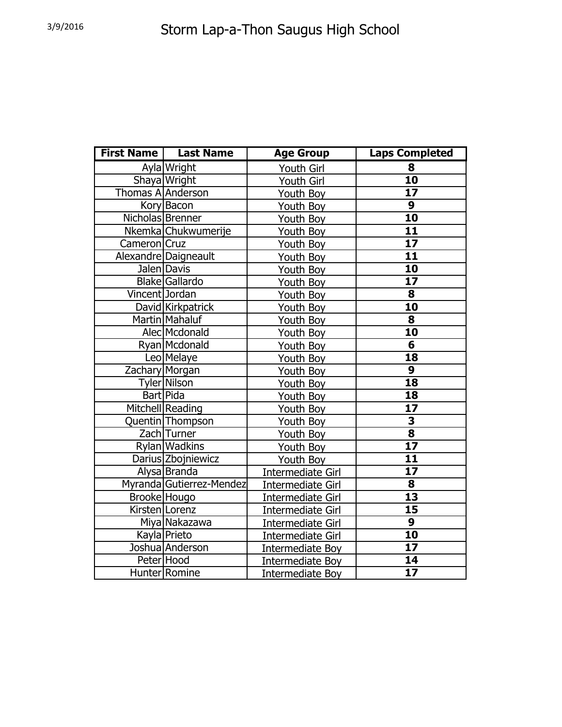3/9/2016

# Storm Lap-a-Thon Saugus High School

| First Name | Last Name | Age Group | Laps Completed |
|---|---|---|---|
| Ayla | Wright | Youth Girl | **8** |
| Shaya | Wright | Youth Girl | **10** |
| Thomas A | Anderson | Youth Boy | **17** |
| Kory | Bacon | Youth Boy | **9** |
| Nicholas | Brenner | Youth Boy | **10** |
| Nkemka | Chukwumerije | Youth Boy | **11** |
| Cameron | Cruz | Youth Boy | **17** |
| Alexandre | Daigneault | Youth Boy | **11** |
| Jalen | Davis | Youth Boy | **10** |
| Blake | Gallardo | Youth Boy | **17** |
| Vincent | Jordan | Youth Boy | **8** |
| David | Kirkpatrick | Youth Boy | **10** |
| Martin | Mahaluf | Youth Boy | **8** |
| Alec | Mcdonald | Youth Boy | **10** |
| Ryan | Mcdonald | Youth Boy | **6** |
| Leo | Melaye | Youth Boy | **18** |
| Zachary | Morgan | Youth Boy | **9** |
| Tyler | Nilson | Youth Boy | **18** |
| Bart | Pida | Youth Boy | **18** |
| Mitchell | Reading | Youth Boy | **17** |
| Quentin | Thompson | Youth Boy | **3** |
| Zach | Turner | Youth Boy | **8** |
| Rylan | Wadkins | Youth Boy | **17** |
| Darius | Zbojniewicz | Youth Boy | **11** |
| Alysa | Branda | Intermediate Girl | **17** |
| Myranda | Gutierrez-Mendez | Intermediate Girl | **8** |
| Brooke | Hougo | Intermediate Girl | **13** |
| Kirsten | Lorenz | Intermediate Girl | **15** |
| Miya | Nakazawa | Intermediate Girl | **9** |
| Kayla | Prieto | Intermediate Girl | **10** |
| Joshua | Anderson | Intermediate Boy | **17** |
| Peter | Hood | Intermediate Boy | **14** |
| Hunter | Romine | Intermediate Boy | **17** |